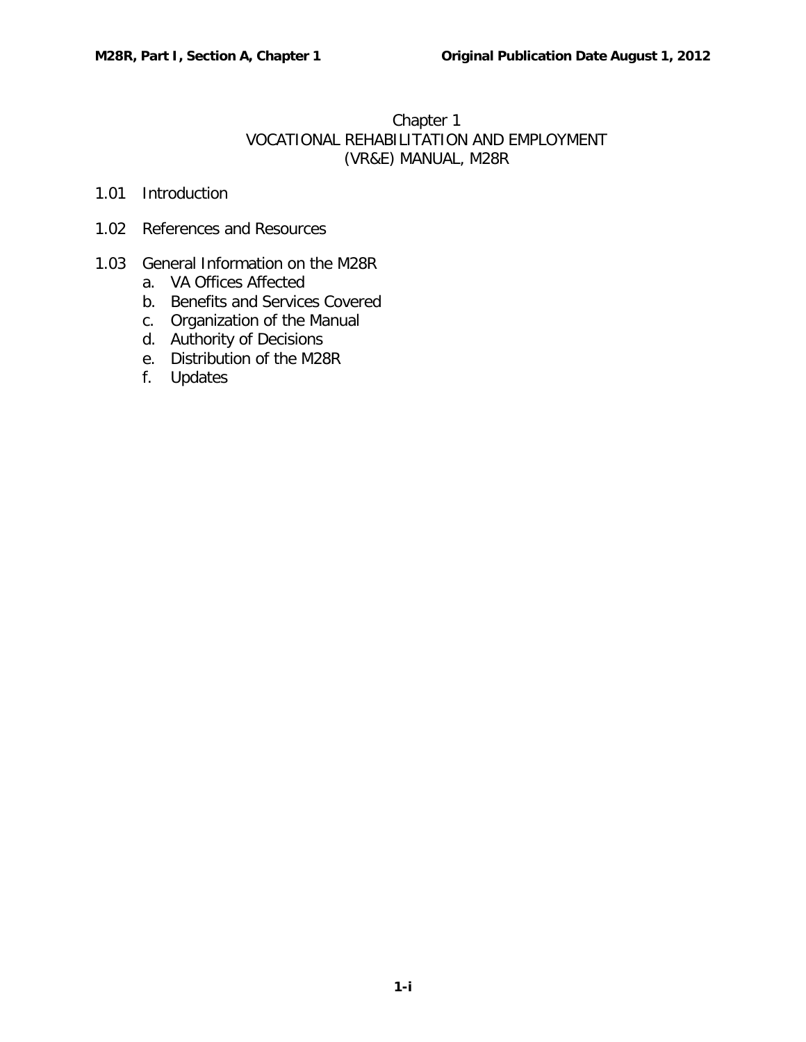# Chapter 1
# VOCATIONAL REHABILITATION AND EMPLOYMENT (VR&E) MANUAL, M28R

1.01 Introduction

1.02 References and Resources

1.03 General Information on the M28R
- a. VA Offices Affected
- b. Benefits and Services Covered
- c. Organization of the Manual
- d. Authority of Decisions
- e. Distribution of the M28R
- f. Updates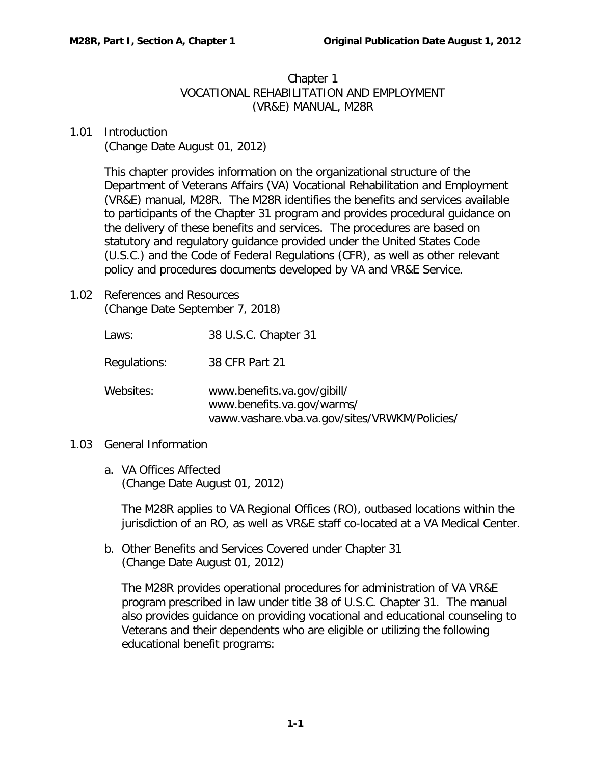# Chapter 1
# VOCATIONAL REHABILITATION AND EMPLOYMENT (VR&E) MANUAL, M28R

## 1.01 Introduction

(Change Date August 01, 2012)

This chapter provides information on the organizational structure of the Department of Veterans Affairs (VA) Vocational Rehabilitation and Employment (VR&E) manual, M28R. The M28R identifies the benefits and services available to participants of the Chapter 31 program and provides procedural guidance on the delivery of these benefits and services. The procedures are based on statutory and regulatory guidance provided under the United States Code (U.S.C.) and the Code of Federal Regulations (CFR), as well as other relevant policy and procedures documents developed by VA and VR&E Service.

## 1.02 References and Resources

(Change Date September 7, 2018)

| | |
|---|---|
| Laws: | 38 U.S.C. Chapter 31 |
| Regulations: | 38 CFR Part 21 |
| Websites: | www.benefits.va.gov/gibill/<br>www.benefits.va.gov/warms/<br>vaww.vashare.vba.va.gov/sites/VRWKM/Policies/ |

## 1.03 General Information

### a. VA Offices Affected

(Change Date August 01, 2012)

The M28R applies to VA Regional Offices (RO), outbased locations within the jurisdiction of an RO, as well as VR&E staff co-located at a VA Medical Center.

### b. Other Benefits and Services Covered under Chapter 31

(Change Date August 01, 2012)

The M28R provides operational procedures for administration of VA VR&E program prescribed in law under title 38 of U.S.C. Chapter 31. The manual also provides guidance on providing vocational and educational counseling to Veterans and their dependents who are eligible or utilizing the following educational benefit programs: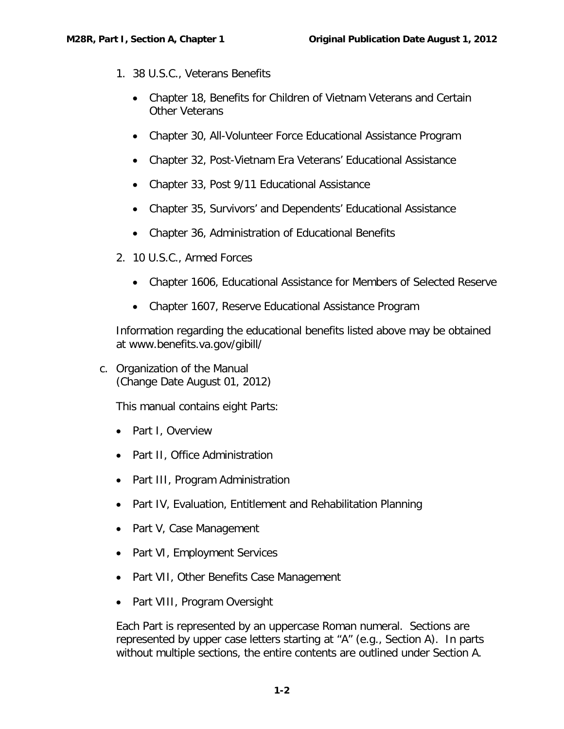1. 38 U.S.C., Veterans Benefits

    - Chapter 18, Benefits for Children of Vietnam Veterans and Certain Other Veterans
    - Chapter 30, All-Volunteer Force Educational Assistance Program
    - Chapter 32, Post-Vietnam Era Veterans' Educational Assistance
    - Chapter 33, Post 9/11 Educational Assistance
    - Chapter 35, Survivors' and Dependents' Educational Assistance
    - Chapter 36, Administration of Educational Benefits

2. 10 U.S.C., Armed Forces

    - Chapter 1606, Educational Assistance for Members of Selected Reserve
    - Chapter 1607, Reserve Educational Assistance Program

Information regarding the educational benefits listed above may be obtained at www.benefits.va.gov/gibill/

c. Organization of the Manual
(Change Date August 01, 2012)

This manual contains eight Parts:

- Part I, Overview
- Part II, Office Administration
- Part III, Program Administration
- Part IV, Evaluation, Entitlement and Rehabilitation Planning
- Part V, Case Management
- Part VI, Employment Services
- Part VII, Other Benefits Case Management
- Part VIII, Program Oversight

Each Part is represented by an uppercase Roman numeral. Sections are represented by upper case letters starting at "A" (e.g., Section A). In parts without multiple sections, the entire contents are outlined under Section A.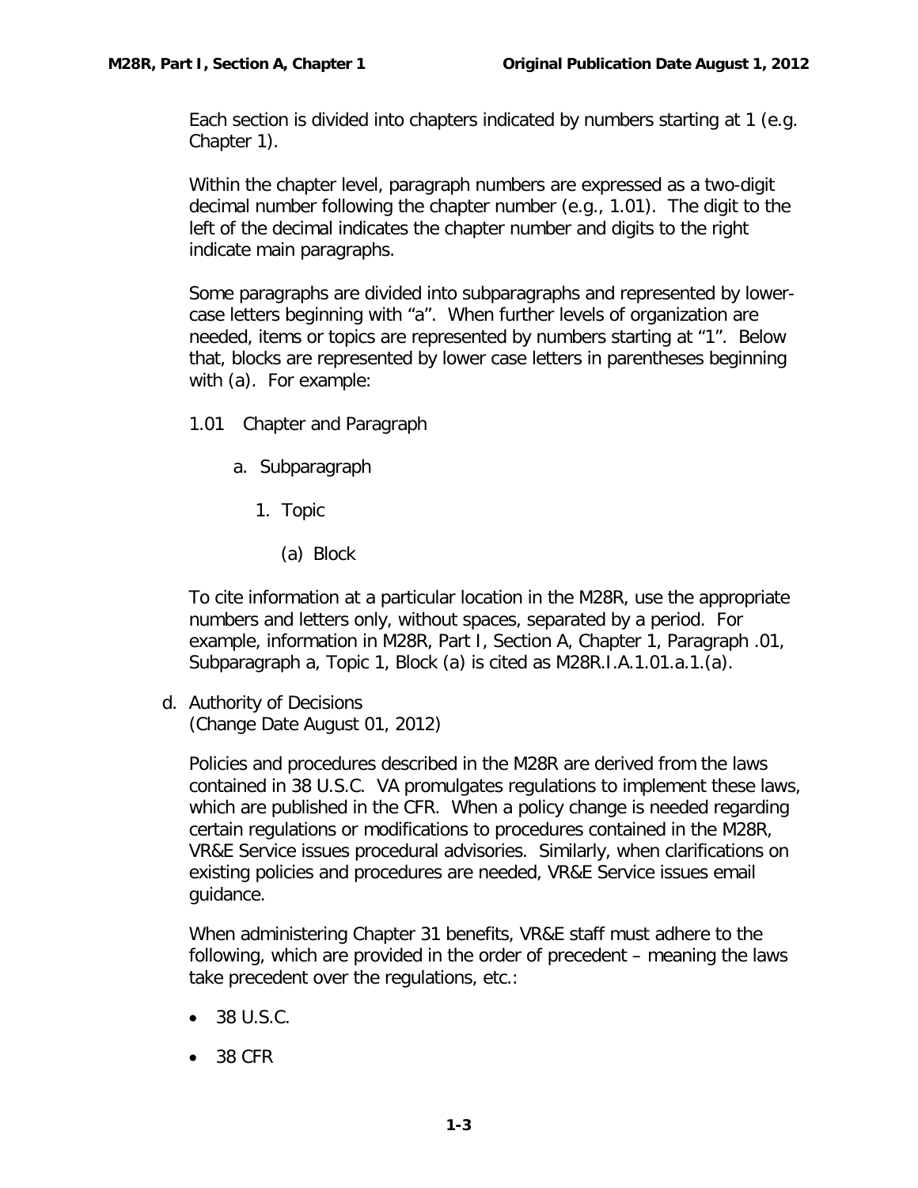Each section is divided into chapters indicated by numbers starting at 1 (e.g. Chapter 1).

Within the chapter level, paragraph numbers are expressed as a two-digit decimal number following the chapter number (e.g., 1.01). The digit to the left of the decimal indicates the chapter number and digits to the right indicate main paragraphs.

Some paragraphs are divided into subparagraphs and represented by lower-case letters beginning with "a". When further levels of organization are needed, items or topics are represented by numbers starting at "1". Below that, blocks are represented by lower case letters in parentheses beginning with (a). For example:

1.01 Chapter and Paragraph

  a. Subparagraph

    1. Topic

      (a) Block

To cite information at a particular location in the M28R, use the appropriate numbers and letters only, without spaces, separated by a period. For example, information in M28R, Part I, Section A, Chapter 1, Paragraph .01, Subparagraph a, Topic 1, Block (a) is cited as M28R.I.A.1.01.a.1.(a).

d. Authority of Decisions
(Change Date August 01, 2012)

Policies and procedures described in the M28R are derived from the laws contained in 38 U.S.C. VA promulgates regulations to implement these laws, which are published in the CFR. When a policy change is needed regarding certain regulations or modifications to procedures contained in the M28R, VR&E Service issues procedural advisories. Similarly, when clarifications on existing policies and procedures are needed, VR&E Service issues email guidance.

When administering Chapter 31 benefits, VR&E staff must adhere to the following, which are provided in the order of precedent – meaning the laws take precedent over the regulations, etc.:

- 38 U.S.C.
- 38 CFR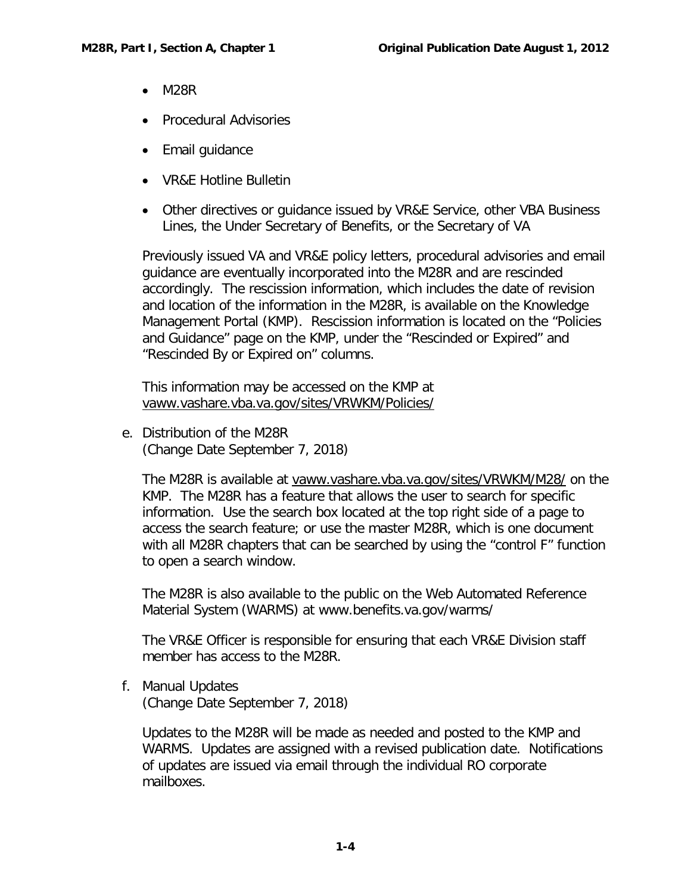- M28R
- Procedural Advisories
- Email guidance
- VR&E Hotline Bulletin
- Other directives or guidance issued by VR&E Service, other VBA Business Lines, the Under Secretary of Benefits, or the Secretary of VA

Previously issued VA and VR&E policy letters, procedural advisories and email guidance are eventually incorporated into the M28R and are rescinded accordingly. The rescission information, which includes the date of revision and location of the information in the M28R, is available on the Knowledge Management Portal (KMP). Rescission information is located on the "Policies and Guidance" page on the KMP, under the "Rescinded or Expired" and "Rescinded By or Expired on" columns.

This information may be accessed on the KMP at vaww.vashare.vba.va.gov/sites/VRWKM/Policies/

e. Distribution of the M28R
(Change Date September 7, 2018)

The M28R is available at vaww.vashare.vba.va.gov/sites/VRWKM/M28/ on the KMP. The M28R has a feature that allows the user to search for specific information. Use the search box located at the top right side of a page to access the search feature; or use the master M28R, which is one document with all M28R chapters that can be searched by using the "control F" function to open a search window.

The M28R is also available to the public on the Web Automated Reference Material System (WARMS) at www.benefits.va.gov/warms/

The VR&E Officer is responsible for ensuring that each VR&E Division staff member has access to the M28R.

f. Manual Updates
(Change Date September 7, 2018)

Updates to the M28R will be made as needed and posted to the KMP and WARMS. Updates are assigned with a revised publication date. Notifications of updates are issued via email through the individual RO corporate mailboxes.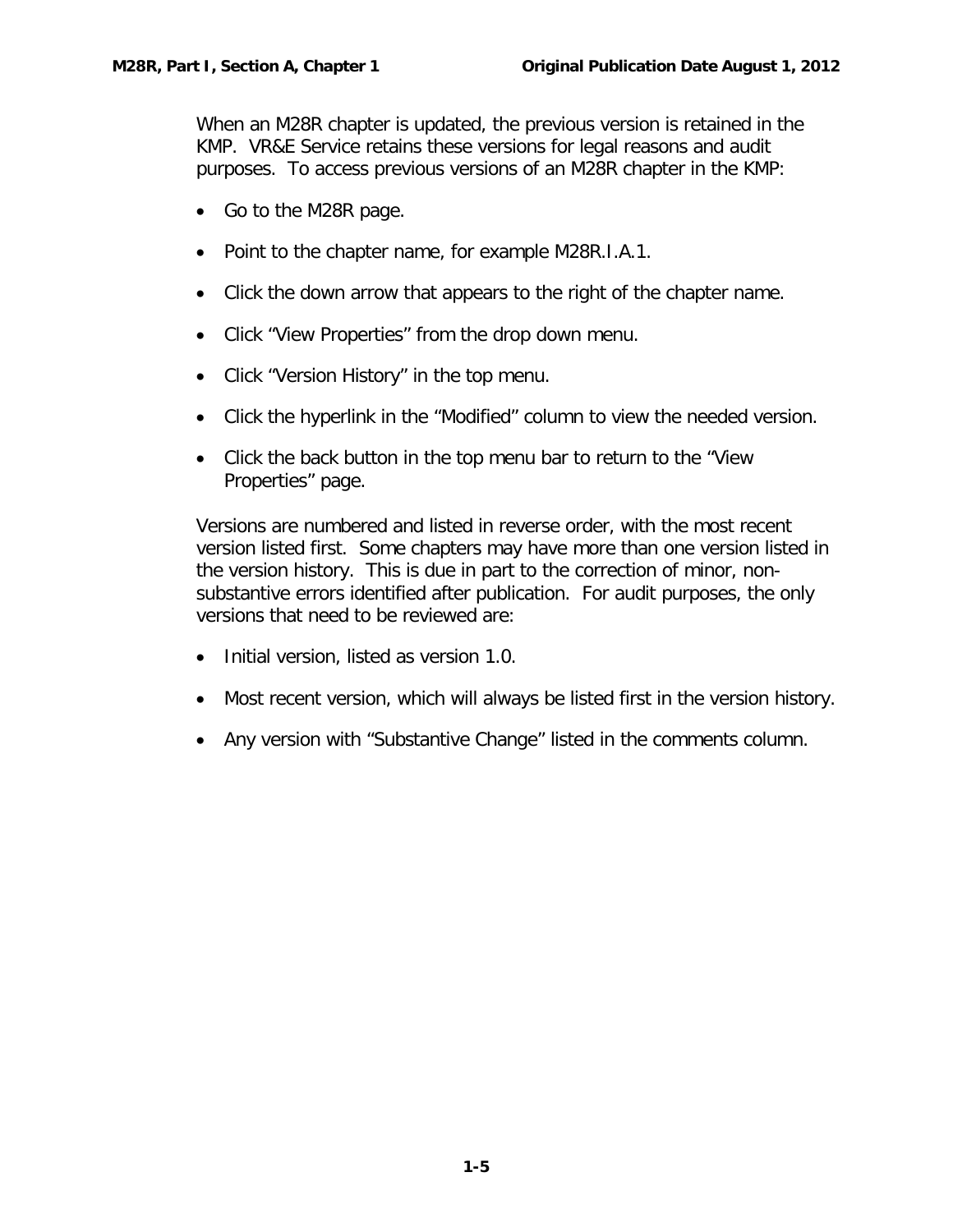When an M28R chapter is updated, the previous version is retained in the KMP. VR&E Service retains these versions for legal reasons and audit purposes. To access previous versions of an M28R chapter in the KMP:

- Go to the M28R page.
- Point to the chapter name, for example M28R.I.A.1.
- Click the down arrow that appears to the right of the chapter name.
- Click "View Properties" from the drop down menu.
- Click "Version History" in the top menu.
- Click the hyperlink in the "Modified" column to view the needed version.
- Click the back button in the top menu bar to return to the "View Properties" page.

Versions are numbered and listed in reverse order, with the most recent version listed first. Some chapters may have more than one version listed in the version history. This is due in part to the correction of minor, non-substantive errors identified after publication. For audit purposes, the only versions that need to be reviewed are:

- Initial version, listed as version 1.0.
- Most recent version, which will always be listed first in the version history.
- Any version with "Substantive Change" listed in the comments column.